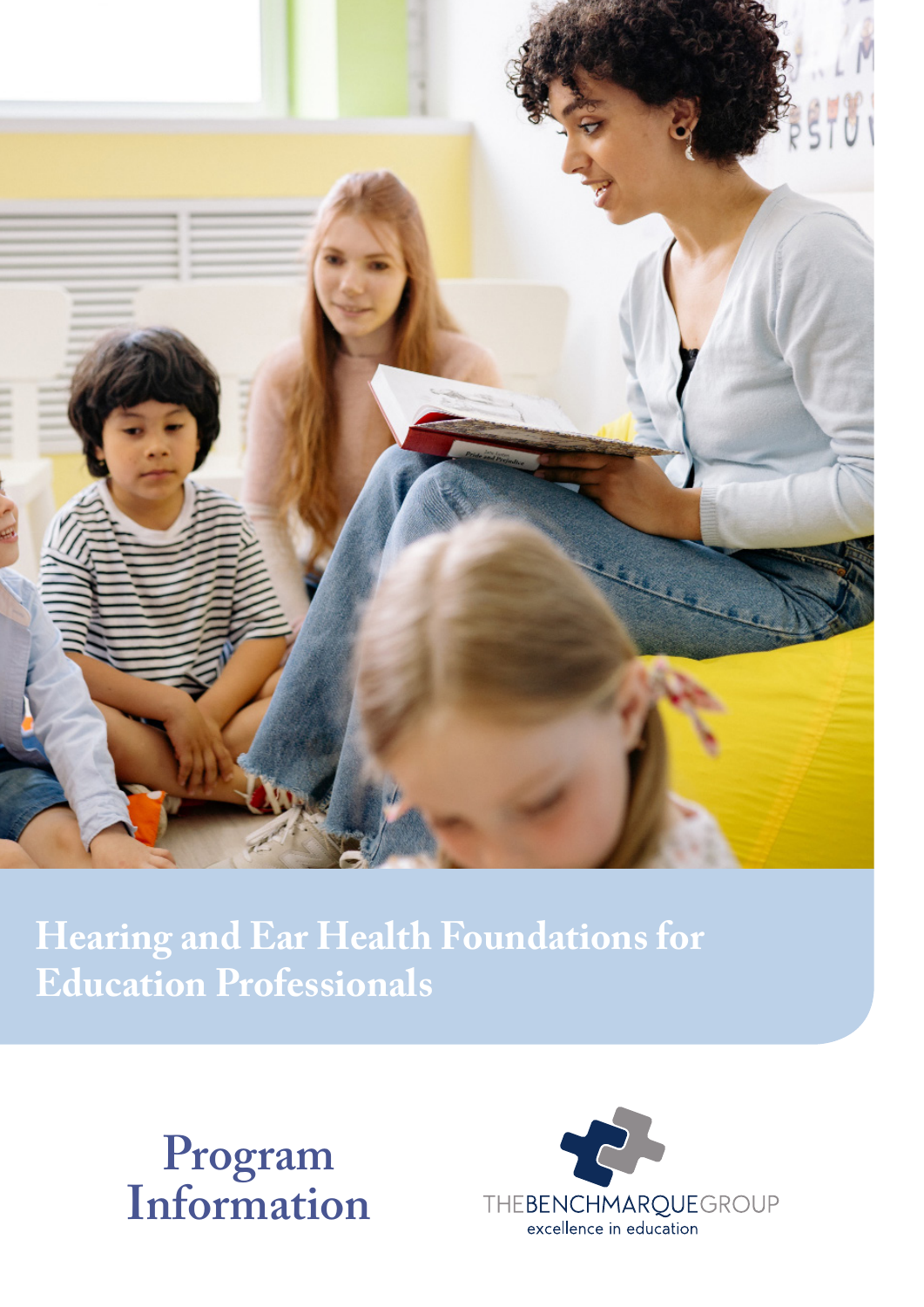# Hearing and Ear Health Foundations for Education Professionals

## Program Information

THEBENCHMARQUEGROUP
excellence in education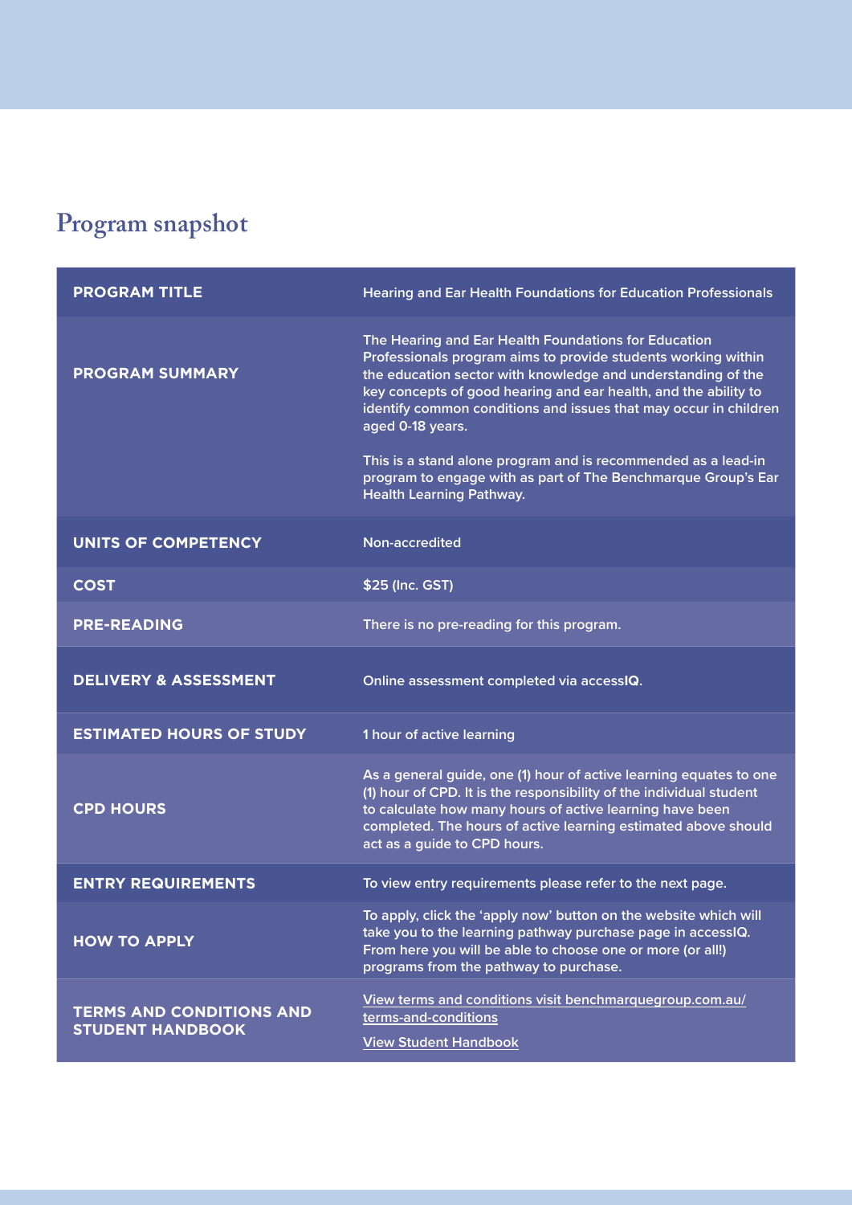## Program snapshot

| | |
|---|---|
| **PROGRAM TITLE** | Hearing and Ear Health Foundations for Education Professionals |
| **PROGRAM SUMMARY** | The Hearing and Ear Health Foundations for Education Professionals program aims to provide students working within the education sector with knowledge and understanding of the key concepts of good hearing and ear health, and the ability to identify common conditions and issues that may occur in children aged 0-18 years.<br><br>This is a stand alone program and is recommended as a lead-in program to engage with as part of The Benchmarque Group's Ear Health Learning Pathway. |
| **UNITS OF COMPETENCY** | Non-accredited |
| **COST** | $25 (Inc. GST) |
| **PRE-READING** | There is no pre-reading for this program. |
| **DELIVERY & ASSESSMENT** | Online assessment completed via accessIQ. |
| **ESTIMATED HOURS OF STUDY** | 1 hour of active learning |
| **CPD HOURS** | As a general guide, one (1) hour of active learning equates to one (1) hour of CPD. It is the responsibility of the individual student to calculate how many hours of active learning have been completed. The hours of active learning estimated above should act as a guide to CPD hours. |
| **ENTRY REQUIREMENTS** | To view entry requirements please refer to the next page. |
| **HOW TO APPLY** | To apply, click the 'apply now' button on the website which will take you to the learning pathway purchase page in accessIQ. From here you will be able to choose one or more (or all!) programs from the pathway to purchase. |
| **TERMS AND CONDITIONS AND STUDENT HANDBOOK** | View terms and conditions visit benchmarquegroup.com.au/terms-and-conditions<br><br>View Student Handbook |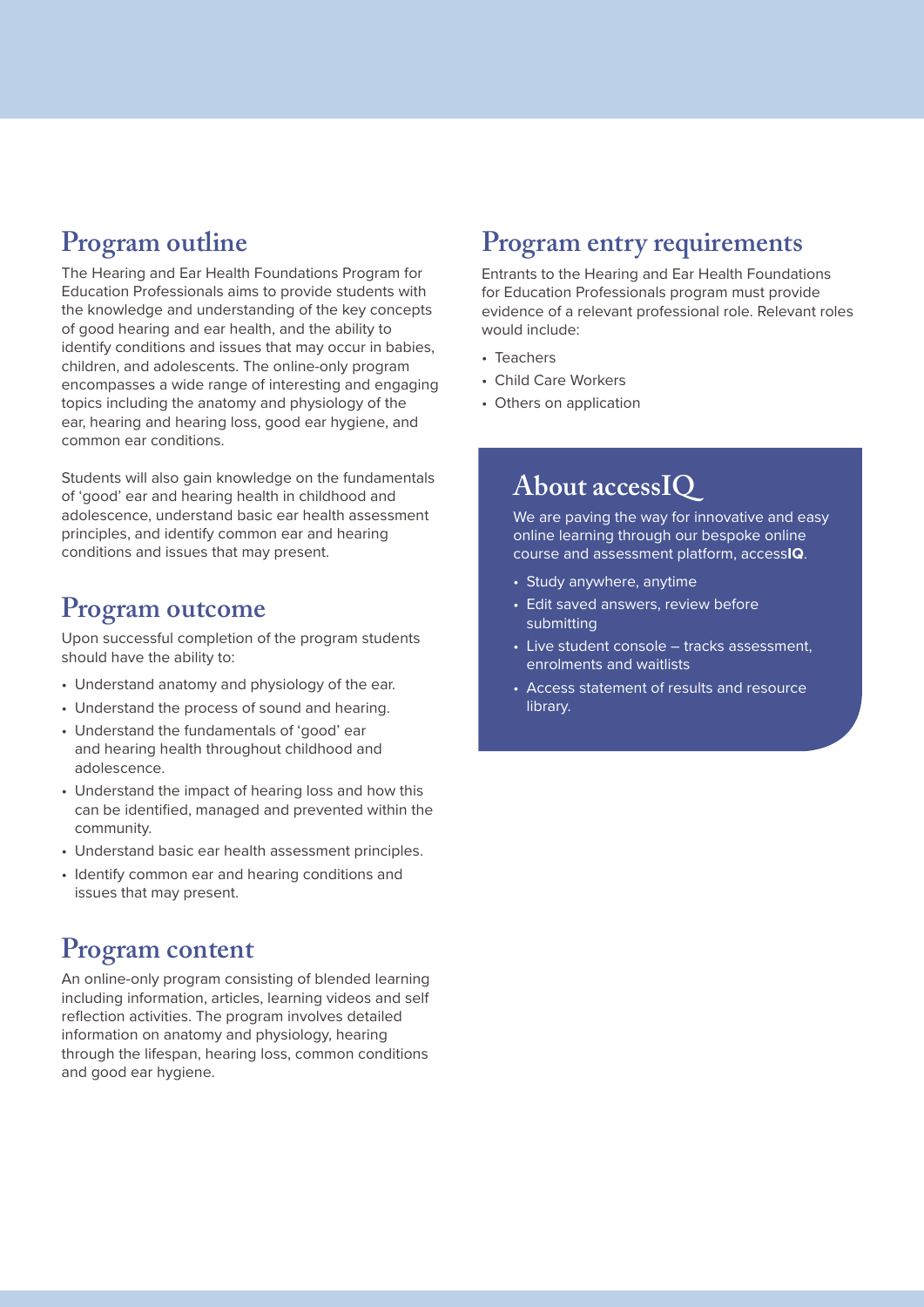## Program outline

The Hearing and Ear Health Foundations Program for Education Professionals aims to provide students with the knowledge and understanding of the key concepts of good hearing and ear health, and the ability to identify conditions and issues that may occur in babies, children, and adolescents. The online-only program encompasses a wide range of interesting and engaging topics including the anatomy and physiology of the ear, hearing and hearing loss, good ear hygiene, and common ear conditions.

Students will also gain knowledge on the fundamentals of 'good' ear and hearing health in childhood and adolescence, understand basic ear health assessment principles, and identify common ear and hearing conditions and issues that may present.

## Program outcome

Upon successful completion of the program students should have the ability to:

- Understand anatomy and physiology of the ear.
- Understand the process of sound and hearing.
- Understand the fundamentals of 'good' ear and hearing health throughout childhood and adolescence.
- Understand the impact of hearing loss and how this can be identified, managed and prevented within the community.
- Understand basic ear health assessment principles.
- Identify common ear and hearing conditions and issues that may present.

## Program content

An online-only program consisting of blended learning including information, articles, learning videos and self reflection activities. The program involves detailed information on anatomy and physiology, hearing through the lifespan, hearing loss, common conditions and good ear hygiene.

## Program entry requirements

Entrants to the Hearing and Ear Health Foundations for Education Professionals program must provide evidence of a relevant professional role. Relevant roles would include:

- Teachers
- Child Care Workers
- Others on application

## About accessIQ

We are paving the way for innovative and easy online learning through our bespoke online course and assessment platform, access**IQ**.

- Study anywhere, anytime
- Edit saved answers, review before submitting
- Live student console – tracks assessment, enrolments and waitlists
- Access statement of results and resource library.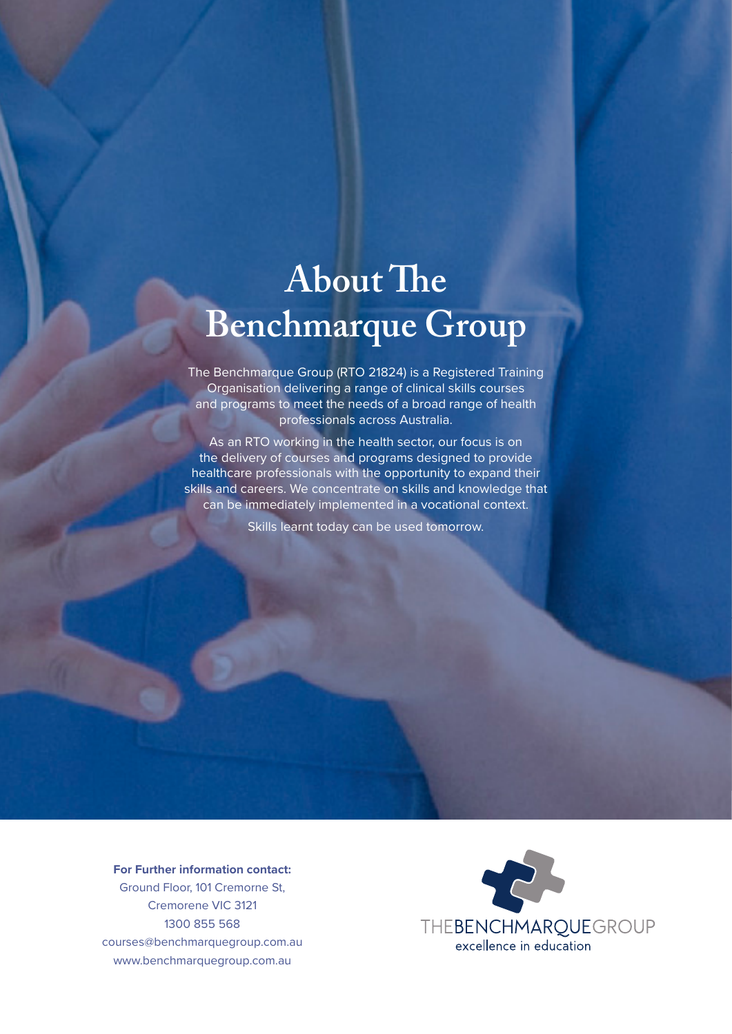# About The Benchmarque Group

The Benchmarque Group (RTO 21824) is a Registered Training Organisation delivering a range of clinical skills courses and programs to meet the needs of a broad range of health professionals across Australia.

As an RTO working in the health sector, our focus is on the delivery of courses and programs designed to provide healthcare professionals with the opportunity to expand their skills and careers. We concentrate on skills and knowledge that can be immediately implemented in a vocational context.

Skills learnt today can be used tomorrow.

**For Further information contact:**
Ground Floor, 101 Cremorne St,
Cremorene VIC 3121
1300 855 568
courses@benchmarquegroup.com.au
www.benchmarquegroup.com.au

THEBENCHMARQUEGROUP
excellence in education